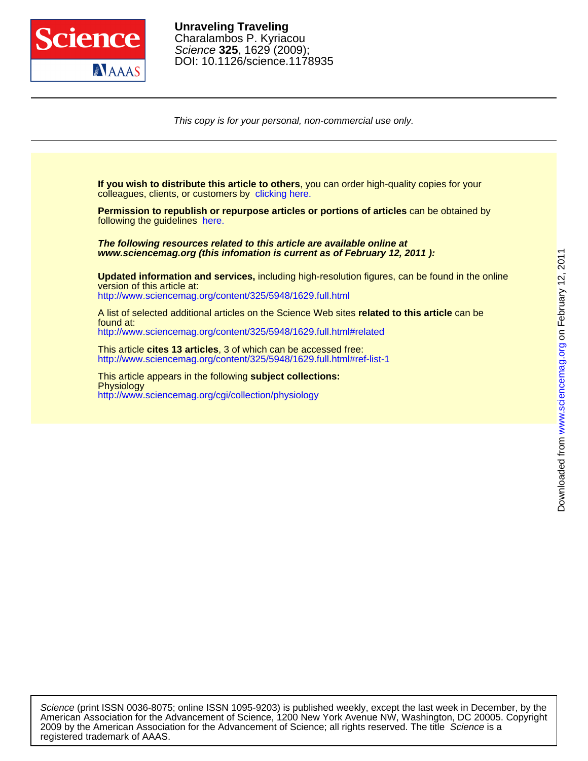**Unraveling Traveling**
Charalambos P. Kyriacou
*Science* **325**, 1629 (2009);
DOI: 10.1126/science.1178935

*This copy is for your personal, non-commercial use only.*

**If you wish to distribute this article to others**, you can order high-quality copies for your colleagues, clients, or customers by clicking here.

**Permission to republish or repurpose articles or portions of articles** can be obtained by following the guidelines here.

***The following resources related to this article are available online at www.sciencemag.org (this infomation is current as of February 12, 2011 ):***

**Updated information and services,** including high-resolution figures, can be found in the online version of this article at:
http://www.sciencemag.org/content/325/5948/1629.full.html

A list of selected additional articles on the Science Web sites **related to this article** can be found at:
http://www.sciencemag.org/content/325/5948/1629.full.html#related

This article **cites 13 articles**, 3 of which can be accessed free:
http://www.sciencemag.org/content/325/5948/1629.full.html#ref-list-1

This article appears in the following **subject collections:**
Physiology
http://www.sciencemag.org/cgi/collection/physiology

*Science* (print ISSN 0036-8075; online ISSN 1095-9203) is published weekly, except the last week in December, by the American Association for the Advancement of Science, 1200 New York Avenue NW, Washington, DC 20005. Copyright 2009 by the American Association for the Advancement of Science; all rights reserved. The title *Science* is a registered trademark of AAAS.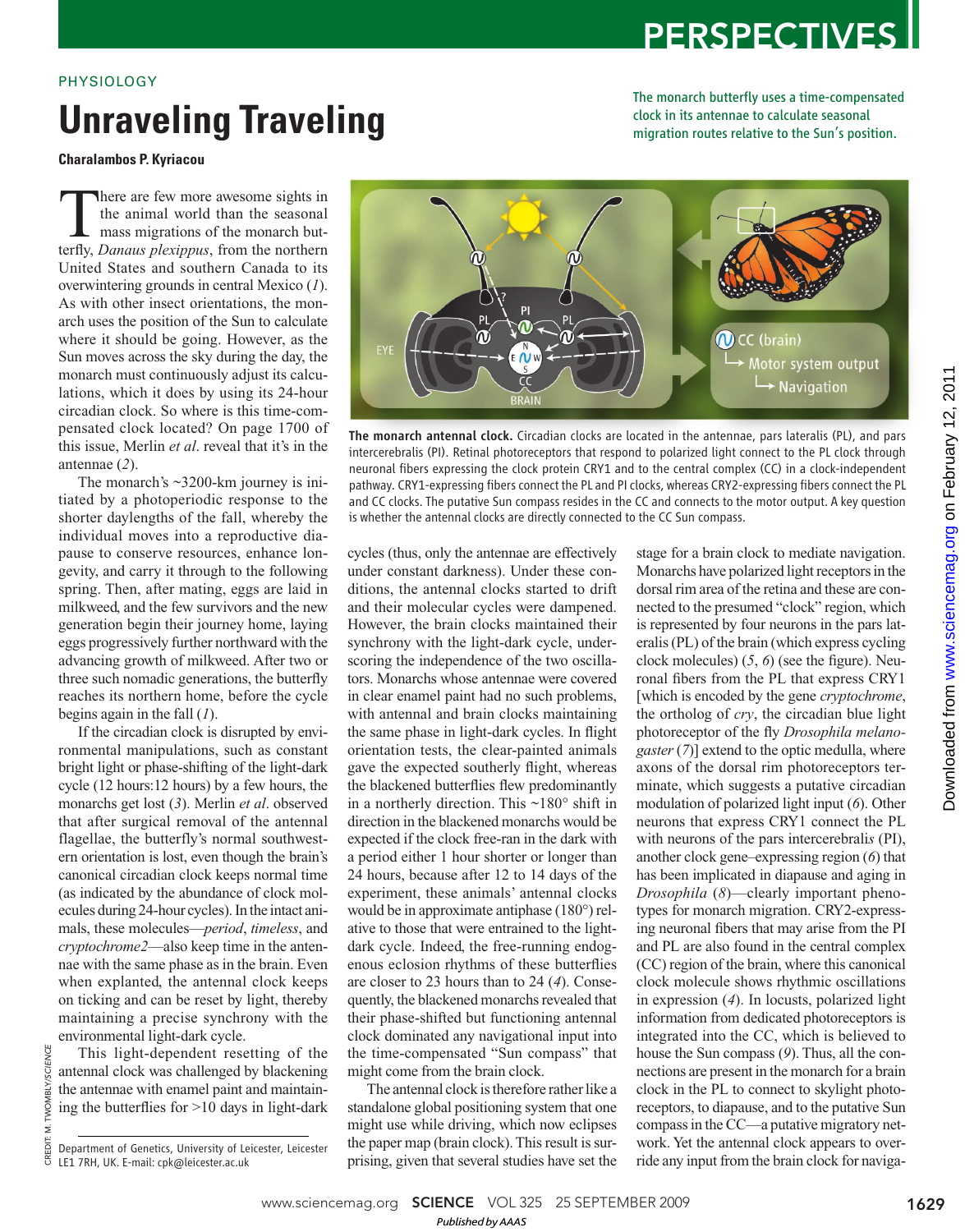PHYSIOLOGY

# Unraveling Traveling

**Charalambos P. Kyriacou**

The monarch butterfly uses a time-compensated clock in its antennae to calculate seasonal migration routes relative to the Sun's position.

There are few more awesome sights in the animal world than the seasonal mass migrations of the monarch butterfly, *Danaus plexippus*, from the northern United States and southern Canada to its overwintering grounds in central Mexico (*1*). As with other insect orientations, the monarch uses the position of the Sun to calculate where it should be going. However, as the Sun moves across the sky during the day, the monarch must continuously adjust its calculations, which it does by using its 24-hour circadian clock. So where is this time-compensated clock located? On page 1700 of this issue, Merlin *et al*. reveal that it's in the antennae (*2*).

The monarch's ~3200-km journey is initiated by a photoperiodic response to the shorter daylengths of the fall, whereby the individual moves into a reproductive diapause to conserve resources, enhance longevity, and carry it through to the following spring. Then, after mating, eggs are laid in milkweed, and the few survivors and the new generation begin their journey home, laying eggs progressively further northward with the advancing growth of milkweed. After two or three such nomadic generations, the butterfly reaches its northern home, before the cycle begins again in the fall (*1*).

If the circadian clock is disrupted by environmental manipulations, such as constant bright light or phase-shifting of the light-dark cycle (12 hours:12 hours) by a few hours, the monarchs get lost (*3*). Merlin *et al*. observed that after surgical removal of the antennal flagellae, the butterfly's normal southwestern orientation is lost, even though the brain's canonical circadian clock keeps normal time (as indicated by the abundance of clock molecules during 24-hour cycles). In the intact animals, these molecules—*period*, *timeless*, and *cryptochrome2*—also keep time in the antennae with the same phase as in the brain. Even when explanted, the antennal clock keeps on ticking and can be reset by light, thereby maintaining a precise synchrony with the environmental light-dark cycle.

This light-dependent resetting of the antennal clock was challenged by blackening the antennae with enamel paint and maintaining the butterflies for >10 days in light-dark cycles (thus, only the antennae are effectively under constant darkness). Under these conditions, the antennal clocks started to drift and their molecular cycles were dampened. However, the brain clocks maintained their synchrony with the light-dark cycle, underscoring the independence of the two oscillators. Monarchs whose antennae were covered in clear enamel paint had no such problems, with antennal and brain clocks maintaining the same phase in light-dark cycles. In flight orientation tests, the clear-painted animals gave the expected southerly flight, whereas the blackened butterflies flew predominantly in a northerly direction. This ~180° shift in direction in the blackened monarchs would be expected if the clock free-ran in the dark with a period either 1 hour shorter or longer than 24 hours, because after 12 to 14 days of the experiment, these animals' antennal clocks would be in approximate antiphase (180°) relative to those that were entrained to the light-dark cycle. Indeed, the free-running endogenous eclosion rhythms of these butterflies are closer to 23 hours than to 24 (*4*). Consequently, the blackened monarchs revealed that their phase-shifted but functioning antennal clock dominated any navigational input into the time-compensated "Sun compass" that might come from the brain clock.

The antennal clock is therefore rather like a standalone global positioning system that one might use while driving, which now eclipses the paper map (brain clock). This result is surprising, given that several studies have set the stage for a brain clock to mediate navigation. Monarchs have polarized light receptors in the dorsal rim area of the retina and these are connected to the presumed "clock" region, which is represented by four neurons in the pars lateralis (PL) of the brain (which express cycling clock molecules) (*5*, *6*) (see the figure). Neuronal fibers from the PL that express CRY1 [which is encoded by the gene *cryptochrome*, the ortholog of *cry*, the circadian blue light photoreceptor of the fly *Drosophila melanogaster* (*7*)] extend to the optic medulla, where axons of the dorsal rim photoreceptors terminate, which suggests a putative circadian modulation of polarized light input (*6*). Other neurons that express CRY1 connect the PL with neurons of the pars intercerebralis (PI), another clock gene–expressing region (*6*) that has been implicated in diapause and aging in *Drosophila* (*8*)—clearly important phenotypes for monarch migration. CRY2-expressing neuronal fibers that may arise from the PI and PL are also found in the central complex (CC) region of the brain, where this canonical clock molecule shows rhythmic oscillations in expression (*4*). In locusts, polarized light information from dedicated photoreceptors is integrated into the CC, which is believed to house the Sun compass (*9*). Thus, all the connections are present in the monarch for a brain clock in the PL to connect to skylight photoreceptors, to diapause, and to the putative Sun compass in the CC—a putative migratory network. Yet the antennal clock appears to override any input from the brain clock for naviga-

**The monarch antennal clock.** Circadian clocks are located in the antennae, pars lateralis (PL), and pars intercerebralis (PI). Retinal photoreceptors that respond to polarized light connect to the PL clock through neuronal fibers expressing the clock protein CRY1 and to the central complex (CC) in a clock-independent pathway. CRY1-expressing fibers connect the PL and PI clocks, whereas CRY2-expressing fibers connect the PL and CC clocks. The putative Sun compass resides in the CC and connects to the motor output. A key question is whether the antennal clocks are directly connected to the CC Sun compass.

Department of Genetics, University of Leicester, Leicester LE1 7RH, UK. E-mail: cpk@leicester.ac.uk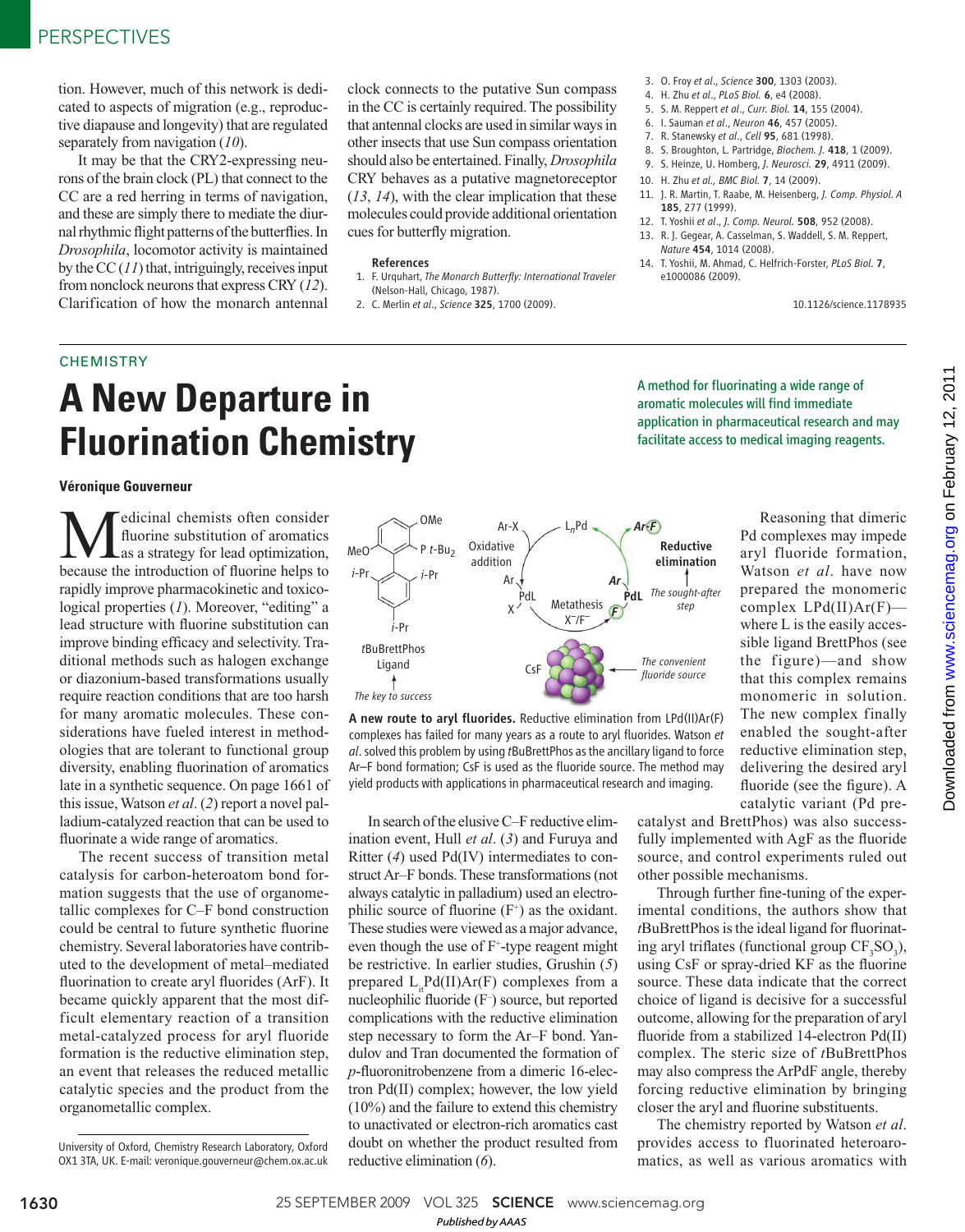tion. However, much of this network is dedicated to aspects of migration (e.g., reproductive diapause and longevity) that are regulated separately from navigation (*10*).

It may be that the CRY2-expressing neurons of the brain clock (PL) that connect to the CC are a red herring in terms of navigation, and these are simply there to mediate the diurnal rhythmic flight patterns of the butterflies. In *Drosophila*, locomotor activity is maintained by the CC (*11*) that, intriguingly, receives input from nonclock neurons that express CRY (*12*). Clarification of how the monarch antennal clock connects to the putative Sun compass in the CC is certainly required. The possibility that antennal clocks are used in similar ways in other insects that use Sun compass orientation should also be entertained. Finally, *Drosophila* CRY behaves as a putative magnetoreceptor (*13*, *14*), with the clear implication that these molecules could provide additional orientation cues for butterfly migration.

**References**

1. F. Urquhart, *The Monarch Butterfly: International Traveler* (Nelson-Hall, Chicago, 1987).
2. C. Merlin *et al.*, *Science* **325**, 1700 (2009).
3. O. Froy *et al.*, *Science* **300**, 1303 (2003).
4. H. Zhu *et al.*, *PLoS Biol.* **6**, e4 (2008).
5. S. M. Reppert *et al.*, *Curr. Biol.* **14**, 155 (2004).
6. I. Sauman *et al.*, *Neuron* **46**, 457 (2005).
7. R. Stanewsky *et al.*, *Cell* **95**, 681 (1998).
8. S. Broughton, L. Partridge, *Biochem. J.* **418**, 1 (2009).
9. S. Heinze, U. Homberg, *J. Neurosci.* **29**, 4911 (2009).
10. H. Zhu *et al.*, *BMC Biol.* **7**, 14 (2009).
11. J. R. Martin, T. Raabe, M. Heisenberg, *J. Comp. Physiol. A* **185**, 277 (1999).
12. T. Yoshii *et al.*, *J. Comp. Neurol.* **508**, 952 (2008).
13. R. J. Gegear, A. Casselman, S. Waddell, S. M. Reppert, *Nature* **454**, 1014 (2008).
14. T. Yoshii, M. Ahmad, C. Helfrich-Forster, *PLoS Biol.* **7**, e1000086 (2009).

10.1126/science.1178935

CHEMISTRY

# A New Departure in Fluorination Chemistry

A method for fluorinating a wide range of aromatic molecules will find immediate application in pharmaceutical research and may facilitate access to medical imaging reagents.

**Véronique Gouverneur**

Medicinal chemists often consider fluorine substitution of aromatics as a strategy for lead optimization, because the introduction of fluorine helps to rapidly improve pharmacokinetic and toxicological properties (*1*). Moreover, "editing" a lead structure with fluorine substitution can improve binding efficacy and selectivity. Traditional methods such as halogen exchange or diazonium-based transformations usually require reaction conditions that are too harsh for many aromatic molecules. These considerations have fueled interest in methodologies that are tolerant to functional group diversity, enabling fluorination of aromatics late in a synthetic sequence. On page 1661 of this issue, Watson *et al.* (*2*) report a novel palladium-catalyzed reaction that can be used to fluorinate a wide range of aromatics.

The recent success of transition metal catalysis for carbon-heteroatom bond formation suggests that the use of organometallic complexes for C–F bond construction could be central to future synthetic fluorine chemistry. Several laboratories have contributed to the development of metal–mediated fluorination to create aryl fluorides (ArF). It became quickly apparent that the most difficult elementary reaction of a transition metal-catalyzed process for aryl fluoride formation is the reductive elimination step, an event that releases the reduced metallic catalytic species and the product from the organometallic complex.

University of Oxford, Chemistry Research Laboratory, Oxford OX1 3TA, UK. E-mail: veronique.gouverneur@chem.ox.ac.uk

OMe
MeO
P $t$-Bu$_2$
$i$-Pr
$i$-Pr
$i$-Pr
$t$BuBrettPhos
Ligand
The key to success
Ar-X
$L_n$Pd
Ar-F
Oxidative addition
Reductive elimination
Ar
PdL
X
Metathesis
$X^-/F^-$
Ar
PdL
F
The sought-after step
CsF
The convenient fluoride source

**A new route to aryl fluorides.** Reductive elimination from LPd(II)Ar(F) complexes has failed for many years as a route to aryl fluorides. Watson *et al.* solved this problem by using *t*BuBrettPhos as the ancillary ligand to force Ar–F bond formation; CsF is used as the fluoride source. The method may yield products with applications in pharmaceutical research and imaging.

In search of the elusive C–F reductive elimination event, Hull *et al.* (*3*) and Furuya and Ritter (*4*) used Pd(IV) intermediates to construct Ar–F bonds. These transformations (not always catalytic in palladium) used an electrophilic source of fluorine ($F^+$) as the oxidant. These studies were viewed as a major advance, even though the use of $F^+$-type reagent might be restrictive. In earlier studies, Grushin (*5*) prepared $L_{n}$Pd(II)Ar(F) complexes from a nucleophilic fluoride ($F^-$) source, but reported complications with the reductive elimination step necessary to form the Ar–F bond. Yandulov and Tran documented the formation of *p*-fluoronitrobenzene from a dimeric 16-electron Pd(II) complex; however, the low yield (10%) and the failure to extend this chemistry to unactivated or electron-rich aromatics cast doubt on whether the product resulted from reductive elimination (*6*).

Reasoning that dimeric Pd complexes may impede aryl fluoride formation, Watson *et al.* have now prepared the monomeric complex LPd(II)Ar(F)—where L is the easily accessible ligand BrettPhos (see the figure)—and show that this complex remains monomeric in solution. The new complex finally enabled the sought-after reductive elimination step, delivering the desired aryl fluoride (see the figure). A catalytic variant (Pd precatalyst and BrettPhos) was also successfully implemented with AgF as the fluoride source, and control experiments ruled out other possible mechanisms.

Through further fine-tuning of the experimental conditions, the authors show that *t*BuBrettPhos is the ideal ligand for fluorinating aryl triflates (functional group $CF_3SO_3$), using CsF or spray-dried KF as the fluorine source. These data indicate that the correct choice of ligand is decisive for a successful outcome, allowing for the preparation of aryl fluoride from a stabilized 14-electron Pd(II) complex. The steric size of *t*BuBrettPhos may also compress the ArPdF angle, thereby forcing reductive elimination by bringing closer the aryl and fluorine substituents.

The chemistry reported by Watson *et al.* provides access to fluorinated heteroaromatics, as well as various aromatics with